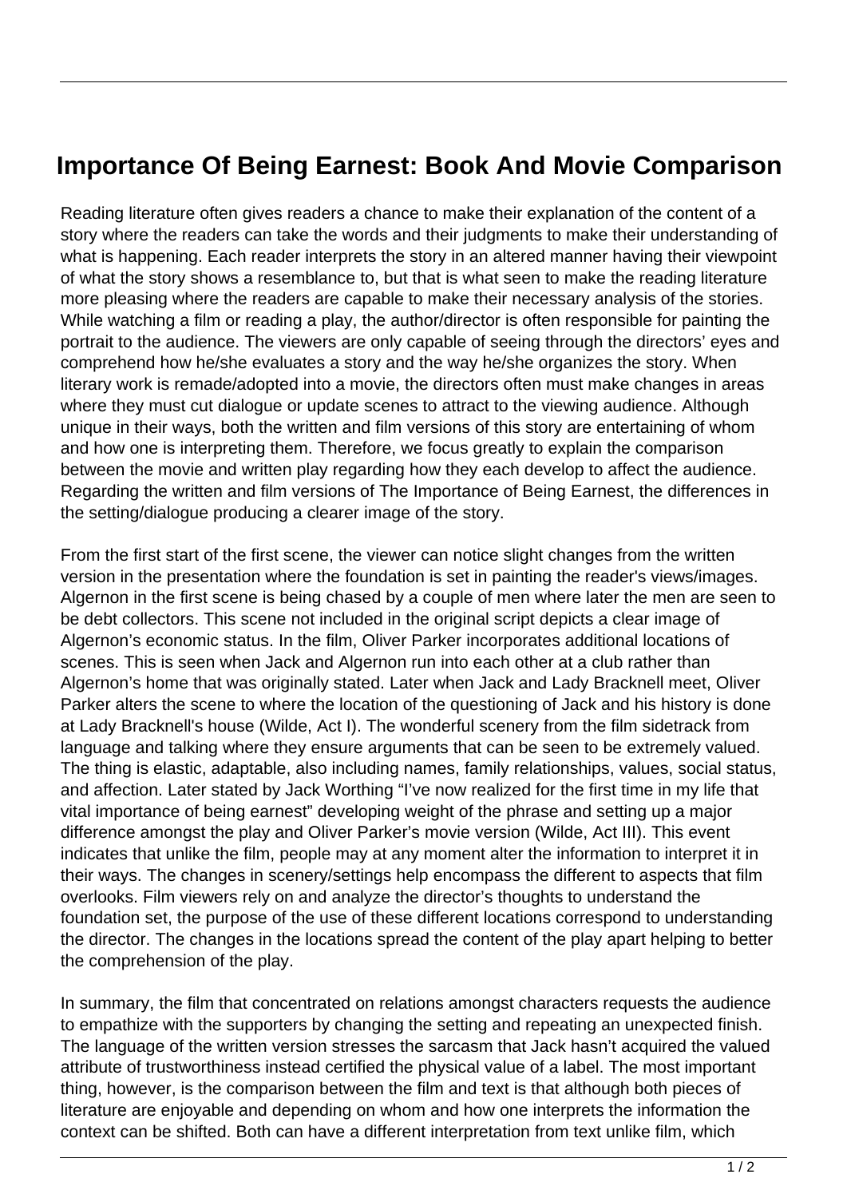# Importance Of Being Earnest: Book And Movie Comparison

Reading literature often gives readers a chance to make their explanation of the content of a story where the readers can take the words and their judgments to make their understanding of what is happening. Each reader interprets the story in an altered manner having their viewpoint of what the story shows a resemblance to, but that is what seen to make the reading literature more pleasing where the readers are capable to make their necessary analysis of the stories. While watching a film or reading a play, the author/director is often responsible for painting the portrait to the audience. The viewers are only capable of seeing through the directors' eyes and comprehend how he/she evaluates a story and the way he/she organizes the story. When literary work is remade/adopted into a movie, the directors often must make changes in areas where they must cut dialogue or update scenes to attract to the viewing audience. Although unique in their ways, both the written and film versions of this story are entertaining of whom and how one is interpreting them. Therefore, we focus greatly to explain the comparison between the movie and written play regarding how they each develop to affect the audience. Regarding the written and film versions of The Importance of Being Earnest, the differences in the setting/dialogue producing a clearer image of the story.

From the first start of the first scene, the viewer can notice slight changes from the written version in the presentation where the foundation is set in painting the reader's views/images. Algernon in the first scene is being chased by a couple of men where later the men are seen to be debt collectors. This scene not included in the original script depicts a clear image of Algernon's economic status. In the film, Oliver Parker incorporates additional locations of scenes. This is seen when Jack and Algernon run into each other at a club rather than Algernon's home that was originally stated. Later when Jack and Lady Bracknell meet, Oliver Parker alters the scene to where the location of the questioning of Jack and his history is done at Lady Bracknell's house (Wilde, Act I). The wonderful scenery from the film sidetrack from language and talking where they ensure arguments that can be seen to be extremely valued. The thing is elastic, adaptable, also including names, family relationships, values, social status, and affection. Later stated by Jack Worthing "I've now realized for the first time in my life that vital importance of being earnest" developing weight of the phrase and setting up a major difference amongst the play and Oliver Parker's movie version (Wilde, Act III). This event indicates that unlike the film, people may at any moment alter the information to interpret it in their ways. The changes in scenery/settings help encompass the different to aspects that film overlooks. Film viewers rely on and analyze the director's thoughts to understand the foundation set, the purpose of the use of these different locations correspond to understanding the director. The changes in the locations spread the content of the play apart helping to better the comprehension of the play.

In summary, the film that concentrated on relations amongst characters requests the audience to empathize with the supporters by changing the setting and repeating an unexpected finish. The language of the written version stresses the sarcasm that Jack hasn't acquired the valued attribute of trustworthiness instead certified the physical value of a label. The most important thing, however, is the comparison between the film and text is that although both pieces of literature are enjoyable and depending on whom and how one interprets the information the context can be shifted. Both can have a different interpretation from text unlike film, which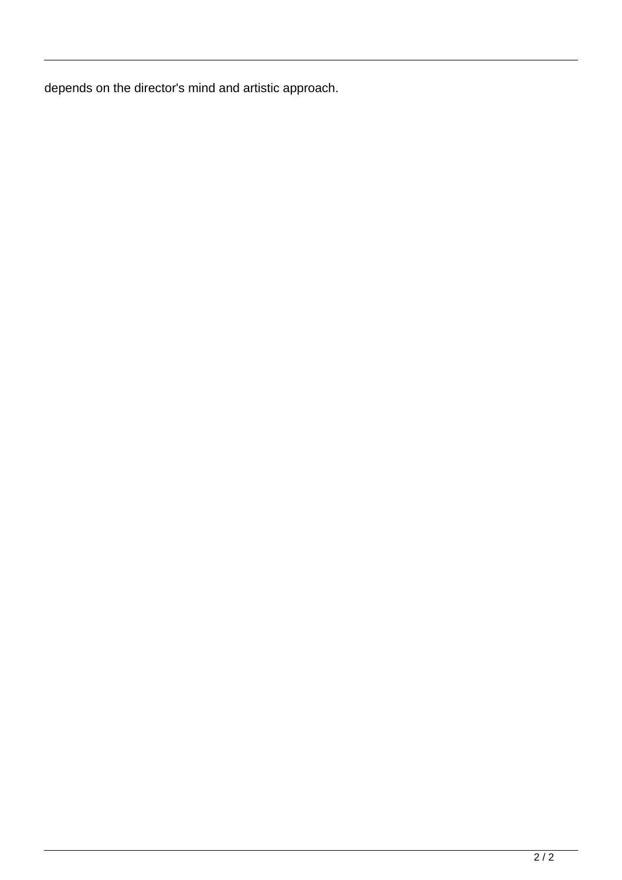depends on the director's mind and artistic approach.